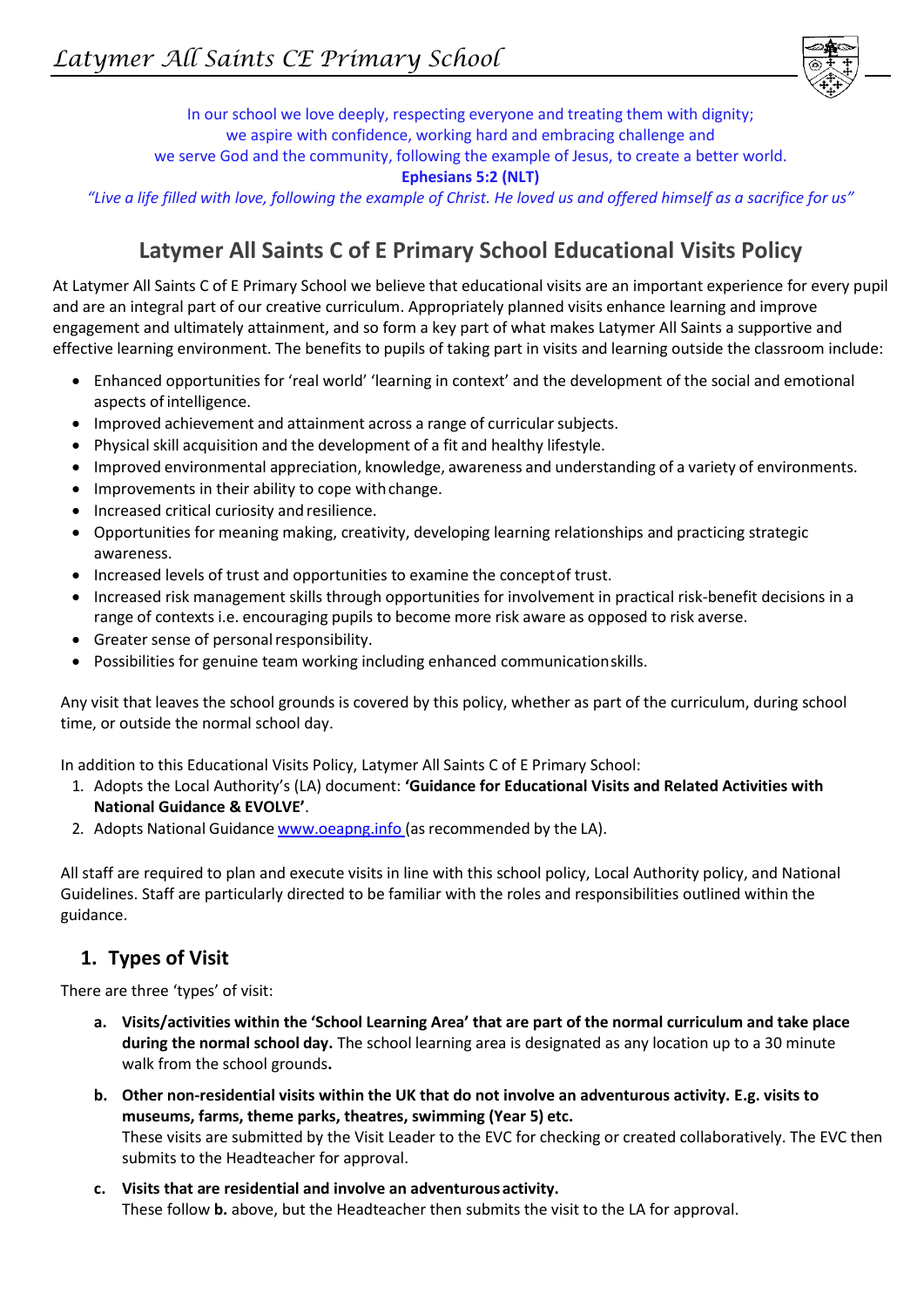# Latymer All Saints CE Primary School

In our school we love deeply, respecting everyone and treating them with dignity;
we aspire with confidence, working hard and embracing challenge and
we serve God and the community, following the example of Jesus, to create a better world.

**Ephesians 5:2 (NLT)**

*"Live a life filled with love, following the example of Christ. He loved us and offered himself as a sacrifice for us"*

## Latymer All Saints C of E Primary School Educational Visits Policy

At Latymer All Saints C of E Primary School we believe that educational visits are an important experience for every pupil and are an integral part of our creative curriculum. Appropriately planned visits enhance learning and improve engagement and ultimately attainment, and so form a key part of what makes Latymer All Saints a supportive and effective learning environment. The benefits to pupils of taking part in visits and learning outside the classroom include:

- Enhanced opportunities for 'real world' 'learning in context' and the development of the social and emotional aspects of intelligence.
- Improved achievement and attainment across a range of curricular subjects.
- Physical skill acquisition and the development of a fit and healthy lifestyle.
- Improved environmental appreciation, knowledge, awareness and understanding of a variety of environments.
- Improvements in their ability to cope with change.
- Increased critical curiosity and resilience.
- Opportunities for meaning making, creativity, developing learning relationships and practicing strategic awareness.
- Increased levels of trust and opportunities to examine the concept of trust.
- Increased risk management skills through opportunities for involvement in practical risk-benefit decisions in a range of contexts i.e. encouraging pupils to become more risk aware as opposed to risk averse.
- Greater sense of personal responsibility.
- Possibilities for genuine team working including enhanced communication skills.

Any visit that leaves the school grounds is covered by this policy, whether as part of the curriculum, during school time, or outside the normal school day.

In addition to this Educational Visits Policy, Latymer All Saints C of E Primary School:

1. Adopts the Local Authority's (LA) document: **'Guidance for Educational Visits and Related Activities with National Guidance & EVOLVE'**.
2. Adopts National Guidance [www.oeapng.info](www.oeapng.info) (as recommended by the LA).

All staff are required to plan and execute visits in line with this school policy, Local Authority policy, and National Guidelines. Staff are particularly directed to be familiar with the roles and responsibilities outlined within the guidance.

### 1. Types of Visit

There are three 'types' of visit:

a. **Visits/activities within the 'School Learning Area' that are part of the normal curriculum and take place during the normal school day.** The school learning area is designated as any location up to a 30 minute walk from the school grounds**.**

b. **Other non-residential visits within the UK that do not involve an adventurous activity. E.g. visits to museums, farms, theme parks, theatres, swimming (Year 5) etc.**
These visits are submitted by the Visit Leader to the EVC for checking or created collaboratively. The EVC then submits to the Headteacher for approval.

c. **Visits that are residential and involve an adventurous activity.**
These follow **b.** above, but the Headteacher then submits the visit to the LA for approval.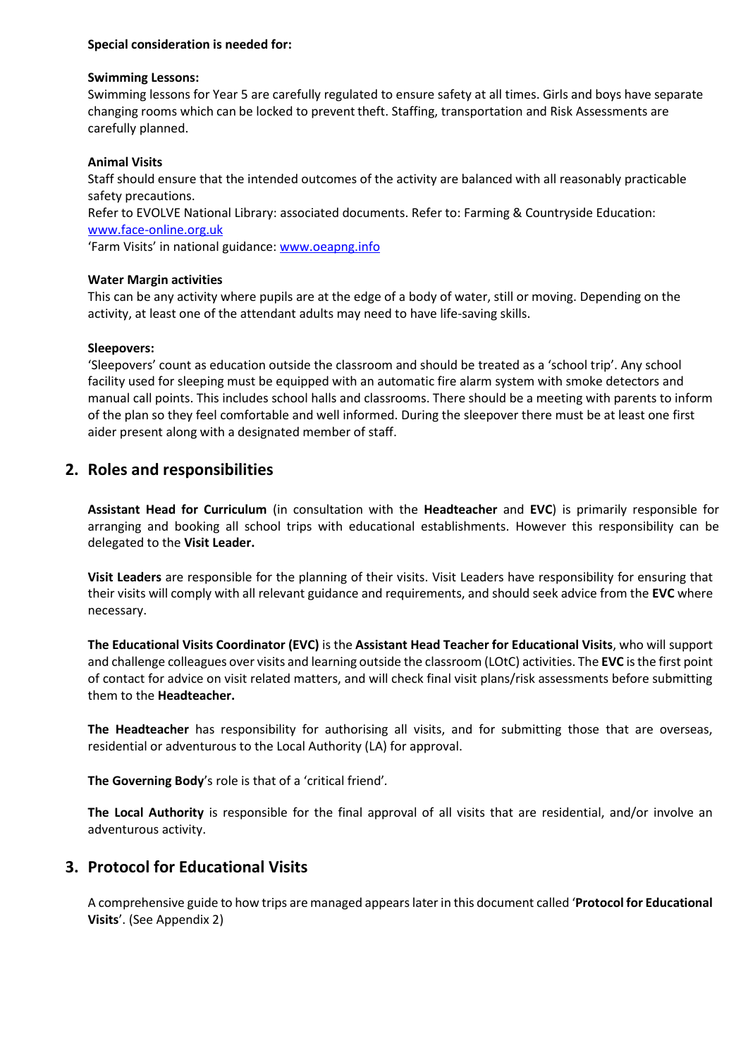**Special consideration is needed for:**

**Swimming Lessons:**

Swimming lessons for Year 5 are carefully regulated to ensure safety at all times. Girls and boys have separate changing rooms which can be locked to prevent theft. Staffing, transportation and Risk Assessments are carefully planned.

**Animal Visits**

Staff should ensure that the intended outcomes of the activity are balanced with all reasonably practicable safety precautions.

Refer to EVOLVE National Library: associated documents. Refer to: Farming & Countryside Education: www.face-online.org.uk

'Farm Visits' in national guidance: www.oeapng.info

**Water Margin activities**

This can be any activity where pupils are at the edge of a body of water, still or moving. Depending on the activity, at least one of the attendant adults may need to have life-saving skills.

**Sleepovers:**

'Sleepovers' count as education outside the classroom and should be treated as a 'school trip'. Any school facility used for sleeping must be equipped with an automatic fire alarm system with smoke detectors and manual call points. This includes school halls and classrooms. There should be a meeting with parents to inform of the plan so they feel comfortable and well informed. During the sleepover there must be at least one first aider present along with a designated member of staff.

## 2. Roles and responsibilities

**Assistant Head for Curriculum** (in consultation with the **Headteacher** and **EVC**) is primarily responsible for arranging and booking all school trips with educational establishments. However this responsibility can be delegated to the **Visit Leader.**

**Visit Leaders** are responsible for the planning of their visits. Visit Leaders have responsibility for ensuring that their visits will comply with all relevant guidance and requirements, and should seek advice from the **EVC** where necessary.

**The Educational Visits Coordinator (EVC)** is the **Assistant Head Teacher for Educational Visits**, who will support and challenge colleagues over visits and learning outside the classroom (LOtC) activities. The **EVC** is the first point of contact for advice on visit related matters, and will check final visit plans/risk assessments before submitting them to the **Headteacher.**

**The Headteacher** has responsibility for authorising all visits, and for submitting those that are overseas, residential or adventurous to the Local Authority (LA) for approval.

**The Governing Body**'s role is that of a 'critical friend'.

**The Local Authority** is responsible for the final approval of all visits that are residential, and/or involve an adventurous activity.

## 3. Protocol for Educational Visits

A comprehensive guide to how trips are managed appears later in this document called '**Protocol for Educational Visits**'. (See Appendix 2)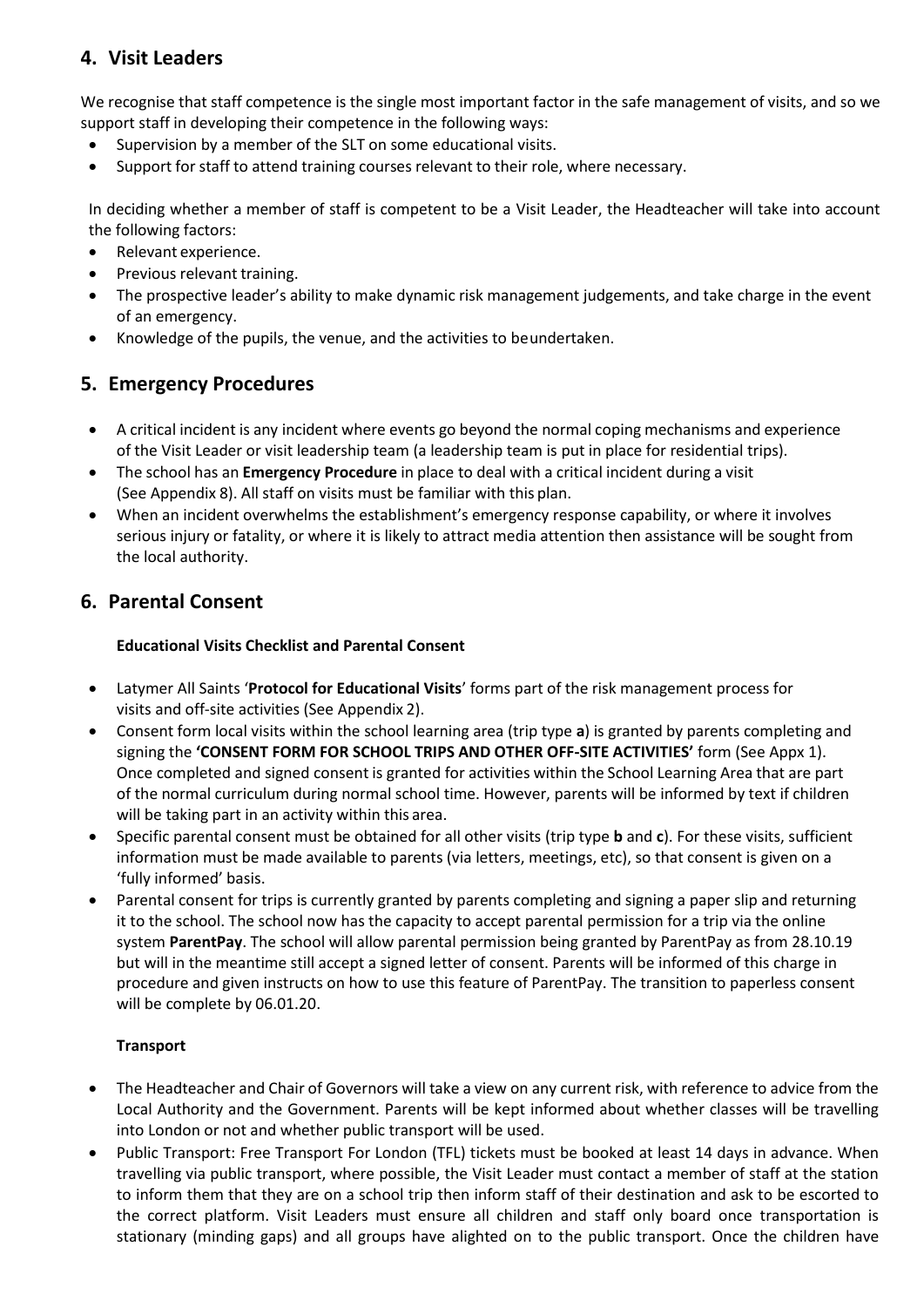## 4. Visit Leaders

We recognise that staff competence is the single most important factor in the safe management of visits, and so we support staff in developing their competence in the following ways:

- Supervision by a member of the SLT on some educational visits.
- Support for staff to attend training courses relevant to their role, where necessary.

In deciding whether a member of staff is competent to be a Visit Leader, the Headteacher will take into account the following factors:

- Relevant experience.
- Previous relevant training.
- The prospective leader's ability to make dynamic risk management judgements, and take charge in the event of an emergency.
- Knowledge of the pupils, the venue, and the activities to beundertaken.

## 5. Emergency Procedures

- A critical incident is any incident where events go beyond the normal coping mechanisms and experience of the Visit Leader or visit leadership team (a leadership team is put in place for residential trips).
- The school has an **Emergency Procedure** in place to deal with a critical incident during a visit (See Appendix 8). All staff on visits must be familiar with this plan.
- When an incident overwhelms the establishment's emergency response capability, or where it involves serious injury or fatality, or where it is likely to attract media attention then assistance will be sought from the local authority.

## 6. Parental Consent

### Educational Visits Checklist and Parental Consent

- Latymer All Saints '**Protocol for Educational Visits**' forms part of the risk management process for visits and off-site activities (See Appendix 2).
- Consent form local visits within the school learning area (trip type **a**) is granted by parents completing and signing the **'CONSENT FORM FOR SCHOOL TRIPS AND OTHER OFF-SITE ACTIVITIES'** form (See Appx 1). Once completed and signed consent is granted for activities within the School Learning Area that are part of the normal curriculum during normal school time. However, parents will be informed by text if children will be taking part in an activity within this area.
- Specific parental consent must be obtained for all other visits (trip type **b** and **c**). For these visits, sufficient information must be made available to parents (via letters, meetings, etc), so that consent is given on a 'fully informed' basis.
- Parental consent for trips is currently granted by parents completing and signing a paper slip and returning it to the school. The school now has the capacity to accept parental permission for a trip via the online system **ParentPay**. The school will allow parental permission being granted by ParentPay as from 28.10.19 but will in the meantime still accept a signed letter of consent. Parents will be informed of this charge in procedure and given instructs on how to use this feature of ParentPay. The transition to paperless consent will be complete by 06.01.20.

### Transport

- The Headteacher and Chair of Governors will take a view on any current risk, with reference to advice from the Local Authority and the Government. Parents will be kept informed about whether classes will be travelling into London or not and whether public transport will be used.
- Public Transport: Free Transport For London (TFL) tickets must be booked at least 14 days in advance. When travelling via public transport, where possible, the Visit Leader must contact a member of staff at the station to inform them that they are on a school trip then inform staff of their destination and ask to be escorted to the correct platform. Visit Leaders must ensure all children and staff only board once transportation is stationary (minding gaps) and all groups have alighted on to the public transport. Once the children have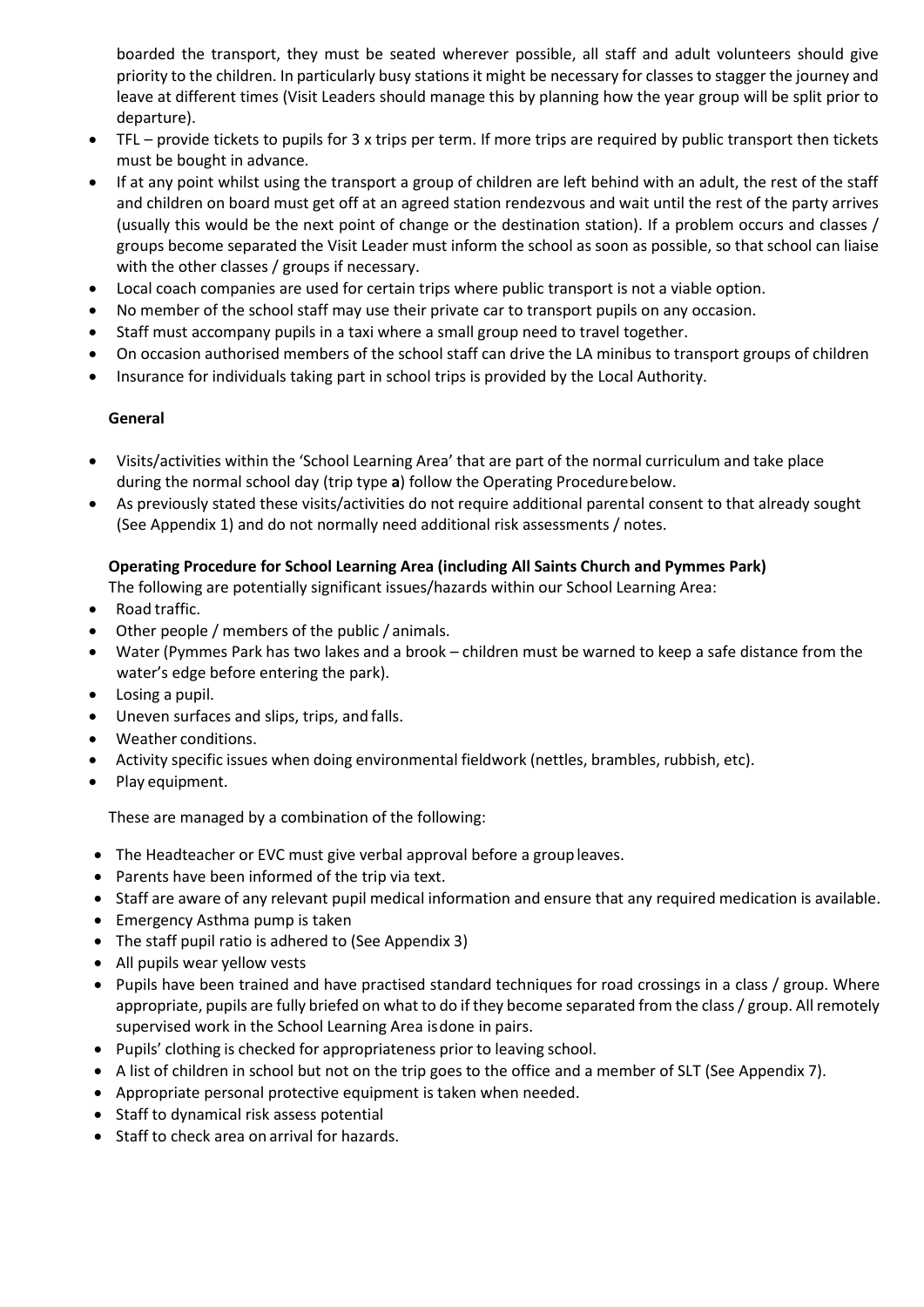boarded the transport, they must be seated wherever possible, all staff and adult volunteers should give priority to the children. In particularly busy stations it might be necessary for classes to stagger the journey and leave at different times (Visit Leaders should manage this by planning how the year group will be split prior to departure).

- TFL – provide tickets to pupils for 3 x trips per term. If more trips are required by public transport then tickets must be bought in advance.
- If at any point whilst using the transport a group of children are left behind with an adult, the rest of the staff and children on board must get off at an agreed station rendezvous and wait until the rest of the party arrives (usually this would be the next point of change or the destination station). If a problem occurs and classes / groups become separated the Visit Leader must inform the school as soon as possible, so that school can liaise with the other classes / groups if necessary.
- Local coach companies are used for certain trips where public transport is not a viable option.
- No member of the school staff may use their private car to transport pupils on any occasion.
- Staff must accompany pupils in a taxi where a small group need to travel together.
- On occasion authorised members of the school staff can drive the LA minibus to transport groups of children
- Insurance for individuals taking part in school trips is provided by the Local Authority.

**General**

- Visits/activities within the 'School Learning Area' that are part of the normal curriculum and take place during the normal school day (trip type **a**) follow the Operating Procedure below.
- As previously stated these visits/activities do not require additional parental consent to that already sought (See Appendix 1) and do not normally need additional risk assessments / notes.

**Operating Procedure for School Learning Area (including All Saints Church and Pymmes Park)**

The following are potentially significant issues/hazards within our School Learning Area:

- Road traffic.
- Other people / members of the public / animals.
- Water (Pymmes Park has two lakes and a brook – children must be warned to keep a safe distance from the water's edge before entering the park).
- Losing a pupil.
- Uneven surfaces and slips, trips, and falls.
- Weather conditions.
- Activity specific issues when doing environmental fieldwork (nettles, brambles, rubbish, etc).
- Play equipment.

These are managed by a combination of the following:

- The Headteacher or EVC must give verbal approval before a group leaves.
- Parents have been informed of the trip via text.
- Staff are aware of any relevant pupil medical information and ensure that any required medication is available.
- Emergency Asthma pump is taken
- The staff pupil ratio is adhered to (See Appendix 3)
- All pupils wear yellow vests
- Pupils have been trained and have practised standard techniques for road crossings in a class / group. Where appropriate, pupils are fully briefed on what to do if they become separated from the class / group. All remotely supervised work in the School Learning Area is done in pairs.
- Pupils' clothing is checked for appropriateness prior to leaving school.
- A list of children in school but not on the trip goes to the office and a member of SLT (See Appendix 7).
- Appropriate personal protective equipment is taken when needed.
- Staff to dynamical risk assess potential
- Staff to check area on arrival for hazards.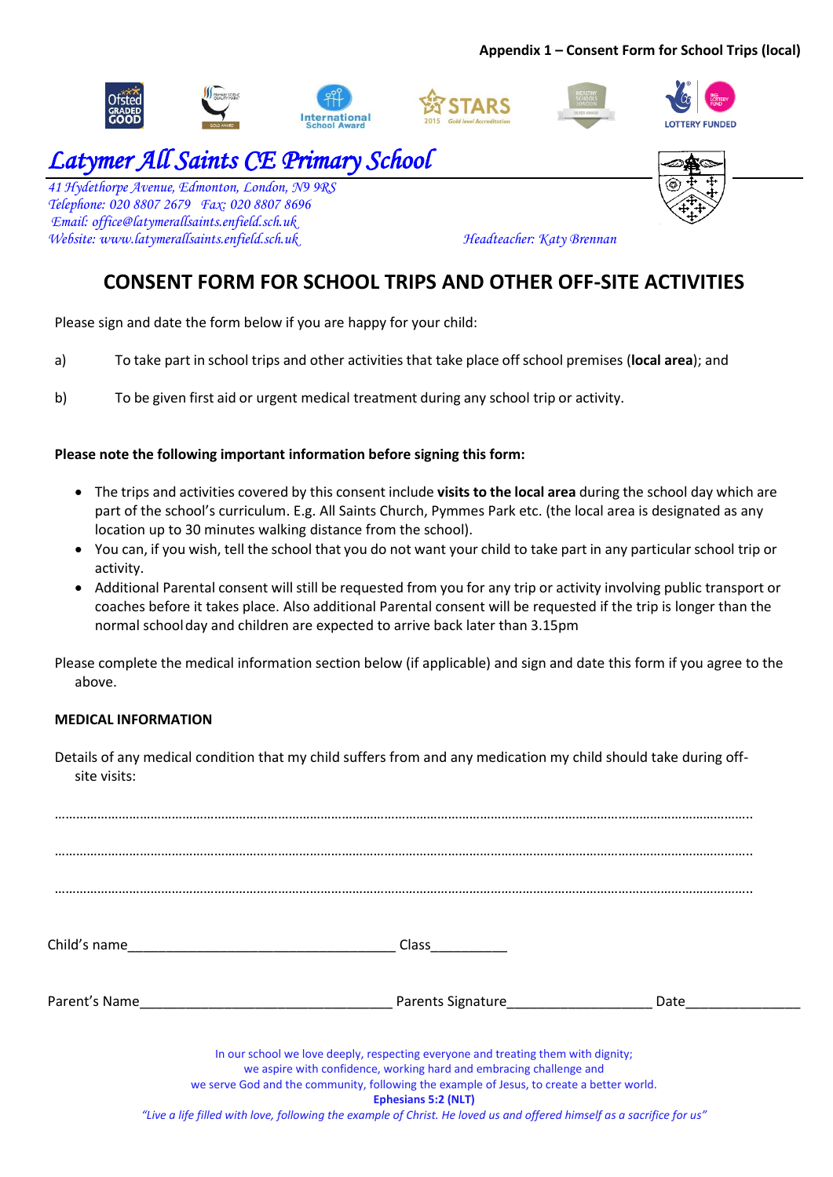Appendix 1 – Consent Form for School Trips (local)

# *Latymer All Saints CE Primary School*

*41 Hydethorpe Avenue, Edmonton, London, N9 9RS*
*Telephone: 020 8807 2679 Fax: 020 8807 8696*
*Email: office@latymerallsaints.enfield.sch.uk*
*Website: www.latymerallsaints.enfield.sch.uk*
*Headteacher: Katy Brennan*

## CONSENT FORM FOR SCHOOL TRIPS AND OTHER OFF-SITE ACTIVITIES

Please sign and date the form below if you are happy for your child:

a) To take part in school trips and other activities that take place off school premises (**local area**); and

b) To be given first aid or urgent medical treatment during any school trip or activity.

**Please note the following important information before signing this form:**

- The trips and activities covered by this consent include **visits to the local area** during the school day which are part of the school's curriculum. E.g. All Saints Church, Pymmes Park etc. (the local area is designated as any location up to 30 minutes walking distance from the school).
- You can, if you wish, tell the school that you do not want your child to take part in any particular school trip or activity.
- Additional Parental consent will still be requested from you for any trip or activity involving public transport or coaches before it takes place. Also additional Parental consent will be requested if the trip is longer than the normal school day and children are expected to arrive back later than 3.15pm

Please complete the medical information section below (if applicable) and sign and date this form if you agree to the above.

**MEDICAL INFORMATION**

Details of any medical condition that my child suffers from and any medication my child should take during off-site visits:

………………………………………………………………………………………………………………………………………………………………

………………………………………………………………………………………………………………………………………………………………

………………………………………………………………………………………………………………………………………………………………

Child's name___________________________________ Class__________

Parent's Name_________________________________ Parents Signature___________________ Date_______________

In our school we love deeply, respecting everyone and treating them with dignity;
we aspire with confidence, working hard and embracing challenge and
we serve God and the community, following the example of Jesus, to create a better world.
**Ephesians 5:2 (NLT)**
*"Live a life filled with love, following the example of Christ. He loved us and offered himself as a sacrifice for us"*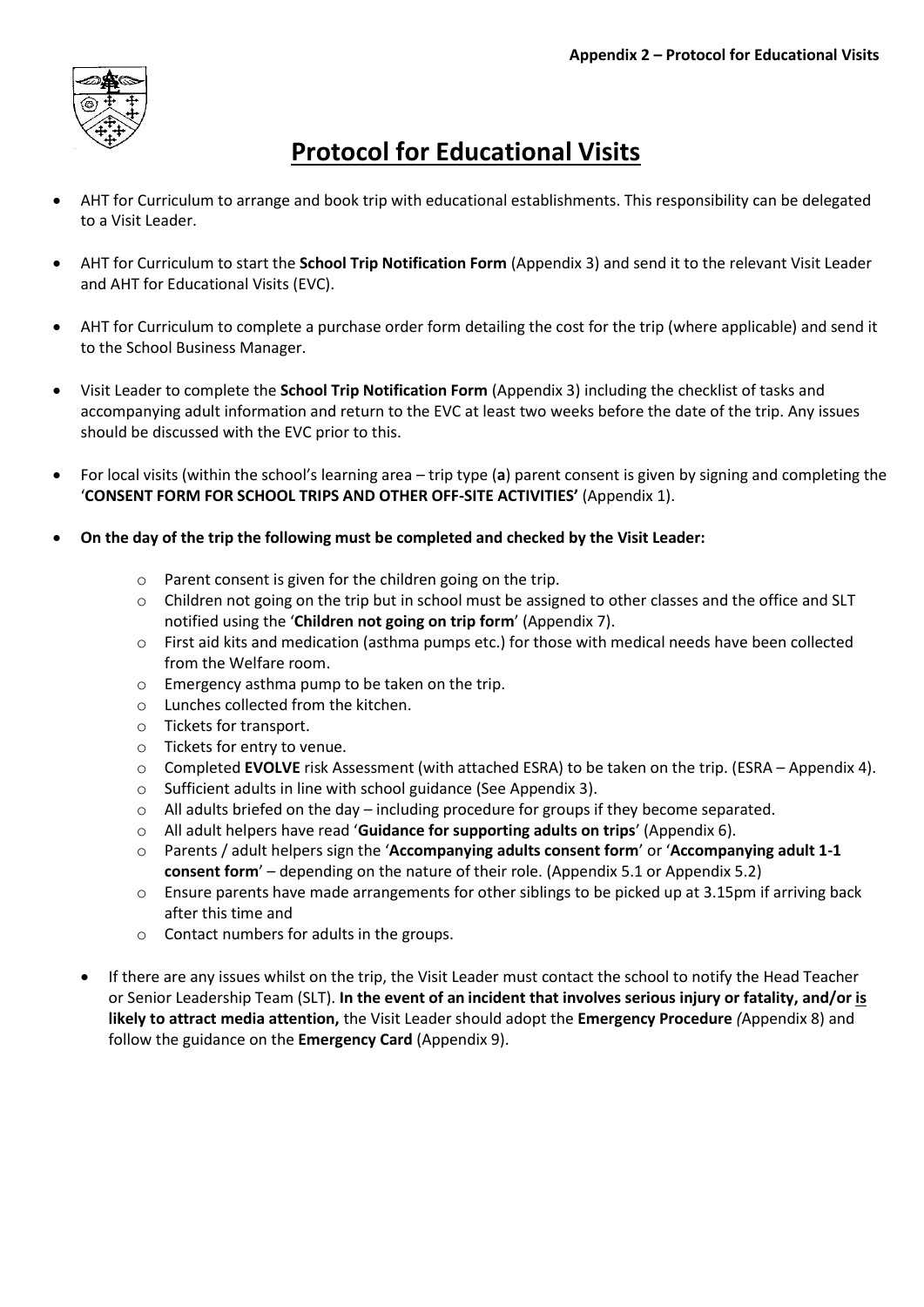**Appendix 2 – Protocol for Educational Visits**

# Protocol for Educational Visits

- AHT for Curriculum to arrange and book trip with educational establishments. This responsibility can be delegated to a Visit Leader.
- AHT for Curriculum to start the **School Trip Notification Form** (Appendix 3) and send it to the relevant Visit Leader and AHT for Educational Visits (EVC).
- AHT for Curriculum to complete a purchase order form detailing the cost for the trip (where applicable) and send it to the School Business Manager.
- Visit Leader to complete the **School Trip Notification Form** (Appendix 3) including the checklist of tasks and accompanying adult information and return to the EVC at least two weeks before the date of the trip. Any issues should be discussed with the EVC prior to this.
- For local visits (within the school's learning area – trip type (**a**) parent consent is given by signing and completing the '**CONSENT FORM FOR SCHOOL TRIPS AND OTHER OFF-SITE ACTIVITIES'** (Appendix 1).
- **On the day of the trip the following must be completed and checked by the Visit Leader:**
    - Parent consent is given for the children going on the trip.
    - Children not going on the trip but in school must be assigned to other classes and the office and SLT notified using the '**Children not going on trip form**' (Appendix 7).
    - First aid kits and medication (asthma pumps etc.) for those with medical needs have been collected from the Welfare room.
    - Emergency asthma pump to be taken on the trip.
    - Lunches collected from the kitchen.
    - Tickets for transport.
    - Tickets for entry to venue.
    - Completed **EVOLVE** risk Assessment (with attached ESRA) to be taken on the trip. (ESRA – Appendix 4).
    - Sufficient adults in line with school guidance (See Appendix 3).
    - All adults briefed on the day – including procedure for groups if they become separated.
    - All adult helpers have read '**Guidance for supporting adults on trips**' (Appendix 6).
    - Parents / adult helpers sign the '**Accompanying adults consent form**' or '**Accompanying adult 1-1 consent form**' – depending on the nature of their role. (Appendix 5.1 or Appendix 5.2)
    - Ensure parents have made arrangements for other siblings to be picked up at 3.15pm if arriving back after this time and
    - Contact numbers for adults in the groups.
- If there are any issues whilst on the trip, the Visit Leader must contact the school to notify the Head Teacher or Senior Leadership Team (SLT). **In the event of an incident that involves serious injury or fatality, and/or is likely to attract media attention,** the Visit Leader should adopt the **Emergency Procedure** *(*Appendix 8) and follow the guidance on the **Emergency Card** (Appendix 9).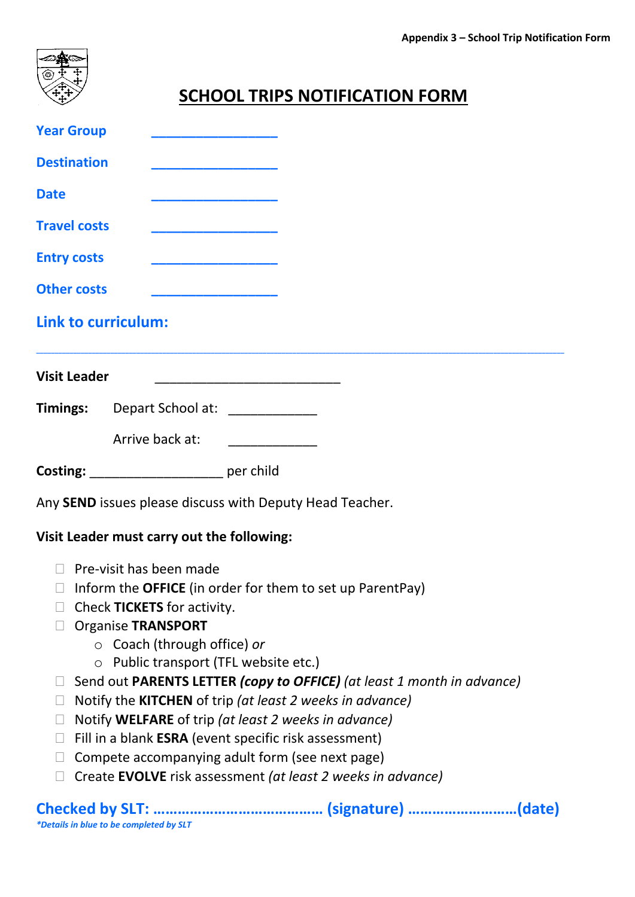Appendix 3 – School Trip Notification Form

# SCHOOL TRIPS NOTIFICATION FORM

**Year Group** ________________

**Destination** ________________

**Date** ________________

**Travel costs** ________________

**Entry costs** ________________

**Other costs** ________________

**Link to curriculum:**

______________________________________________________________________

**Visit Leader** ________________________

**Timings:** Depart School at: __________

Arrive back at: __________

**Costing:** ________________ per child

Any **SEND** issues please discuss with Deputy Head Teacher.

**Visit Leader must carry out the following:**

- ☐ Pre-visit has been made
- ☐ Inform the **OFFICE** (in order for them to set up ParentPay)
- ☐ Check **TICKETS** for activity.
- ☐ Organise **TRANSPORT**
    - Coach (through office) *or*
    - Public transport (TFL website etc.)
- ☐ Send out **PARENTS LETTER** ***(copy to OFFICE)*** *(at least 1 month in advance)*
- ☐ Notify the **KITCHEN** of trip *(at least 2 weeks in advance)*
- ☐ Notify **WELFARE** of trip *(at least 2 weeks in advance)*
- ☐ Fill in a blank **ESRA** (event specific risk assessment)
- ☐ Compete accompanying adult form (see next page)
- ☐ Create **EVOLVE** risk assessment *(at least 2 weeks in advance)*

**Checked by SLT: …………………………………… (signature) ………………………(date)**

***Details in blue to be completed by SLT***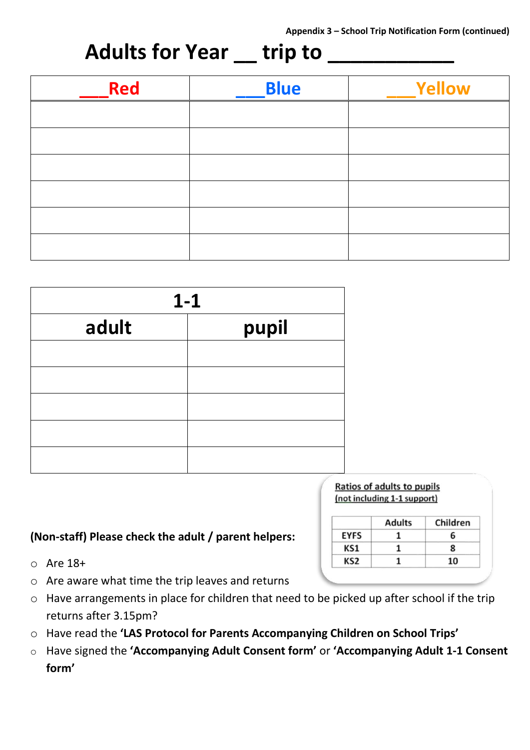Appendix 3 – School Trip Notification Form (continued)

# Adults for Year __ trip to ___________

| ___Red | ___Blue | ___Yellow |
|---|---|---|
| | | |
| | | |
| | | |
| | | |
| | | |
| | | |

| 1-1 | |
|---|---|
| **adult** | **pupil** |
| | |
| | |
| | |
| | |
| | |

Ratios of adults to pupils
(not including 1-1 support)

| | Adults | Children |
|---|---|---|
| EYFS | 1 | 6 |
| KS1 | 1 | 8 |
| KS2 | 1 | 10 |

**(Non-staff) Please check the adult / parent helpers:**

- Are 18+
- Are aware what time the trip leaves and returns
- Have arrangements in place for children that need to be picked up after school if the trip returns after 3.15pm?
- Have read the **'LAS Protocol for Parents Accompanying Children on School Trips'**
- Have signed the **'Accompanying Adult Consent form'** or **'Accompanying Adult 1-1 Consent form'**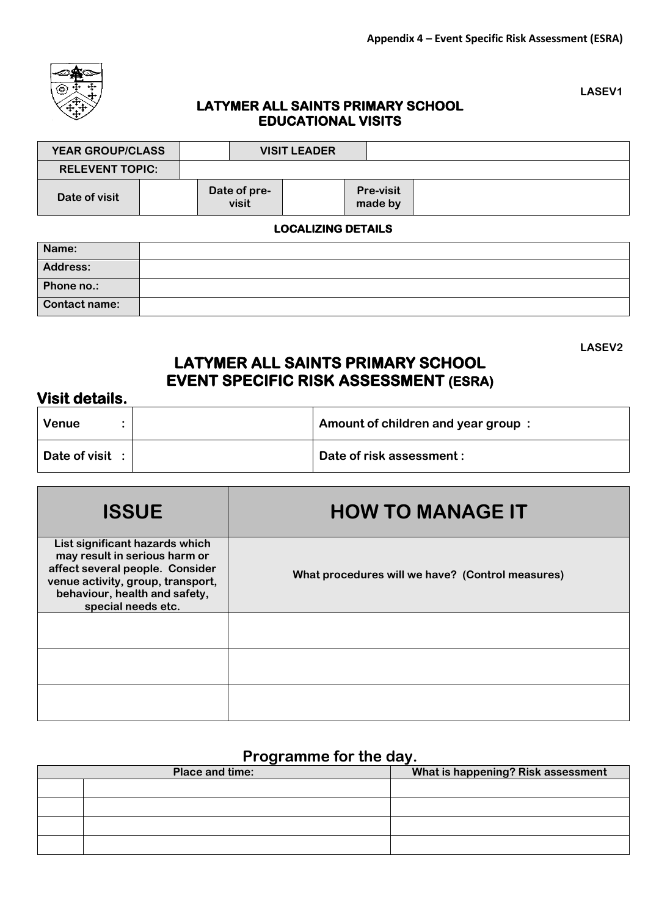**Appendix 4 – Event Specific Risk Assessment (ESRA)**

LASEV1

## LATYMER ALL SAINTS PRIMARY SCHOOL
## EDUCATIONAL VISITS

| YEAR GROUP/CLASS | | VISIT LEADER | | | |
|---|---|---|---|---|---|
| RELEVENT TOPIC: | | | | | |
| Date of visit | | Date of pre-visit | | Pre-visit made by | |

**LOCALIZING DETAILS**

| Name: | |
|---|---|
| Address: | |
| Phone no.: | |
| Contact name: | |

LASEV2

## LATYMER ALL SAINTS PRIMARY SCHOOL
## EVENT SPECIFIC RISK ASSESSMENT (ESRA)

### Visit details.

| Venue : | | Amount of children and year group : |
|---|---|---|
| Date of visit : | | Date of risk assessment : |

| ISSUE | HOW TO MANAGE IT |
|---|---|
| List significant hazards which may result in serious harm or affect several people. Consider venue activity, group, transport, behaviour, health and safety, special needs etc. | What procedures will we have? (Control measures) |
| | |
| | |
| | |

### Programme for the day.

| Place and time: | | What is happening? Risk assessment |
|---|---|---|
| | | |
| | | |
| | | |
| | | |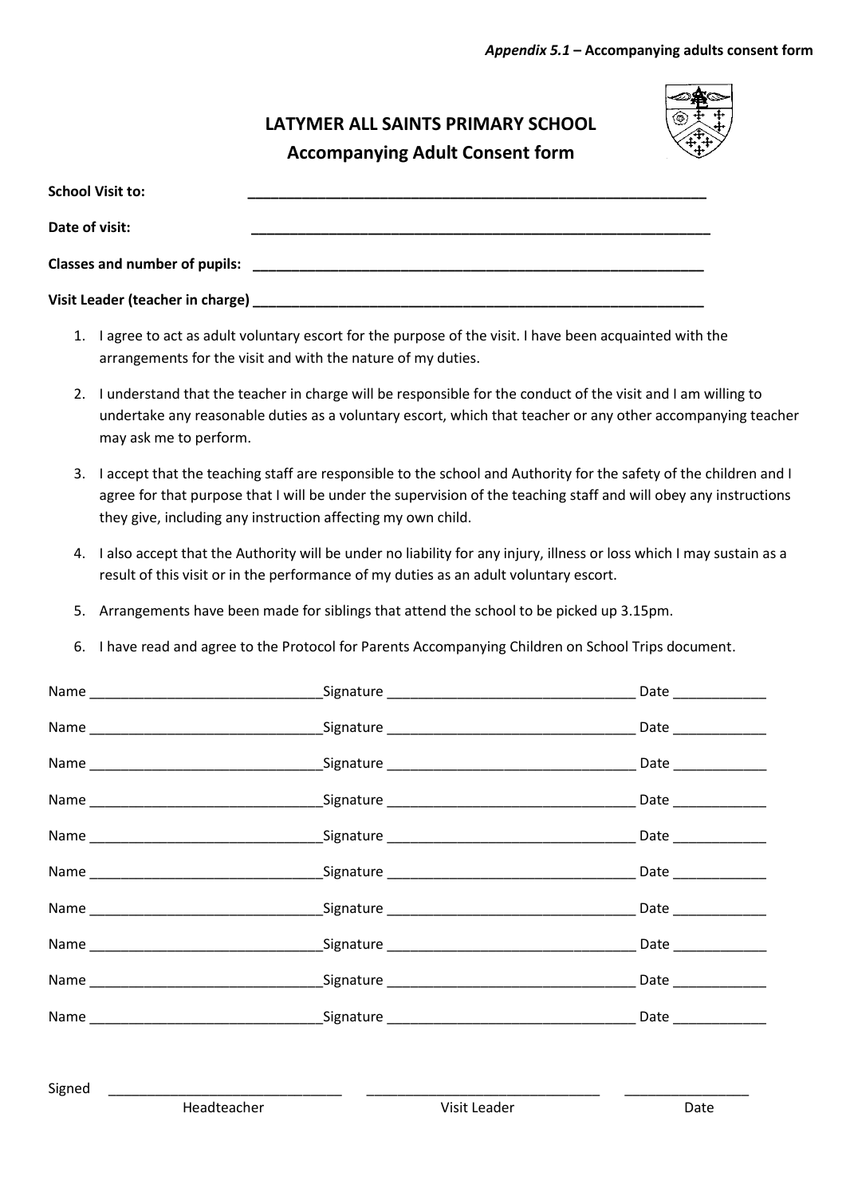*Appendix 5.1* – **Accompanying adults consent form**

## LATYMER ALL SAINTS PRIMARY SCHOOL
## Accompanying Adult Consent form

**School Visit to:** ___________________________________________________________

**Date of visit:** ___________________________________________________________

**Classes and number of pupils:** ___________________________________________________________

**Visit Leader (teacher in charge)** ___________________________________________________________

1. I agree to act as adult voluntary escort for the purpose of the visit. I have been acquainted with the arrangements for the visit and with the nature of my duties.
2. I understand that the teacher in charge will be responsible for the conduct of the visit and I am willing to undertake any reasonable duties as a voluntary escort, which that teacher or any other accompanying teacher may ask me to perform.
3. I accept that the teaching staff are responsible to the school and Authority for the safety of the children and I agree for that purpose that I will be under the supervision of the teaching staff and will obey any instructions they give, including any instruction affecting my own child.
4. I also accept that the Authority will be under no liability for any injury, illness or loss which I may sustain as a result of this visit or in the performance of my duties as an adult voluntary escort.
5. Arrangements have been made for siblings that attend the school to be picked up 3.15pm.
6. I have read and agree to the Protocol for Parents Accompanying Children on School Trips document.

Name ______________________________Signature _________________________________ Date ____________

Name ______________________________Signature _________________________________ Date ____________

Name ______________________________Signature _________________________________ Date ____________

Name ______________________________Signature _________________________________ Date ____________

Name ______________________________Signature _________________________________ Date ____________

Name ______________________________Signature _________________________________ Date ____________

Name ______________________________Signature _________________________________ Date ____________

Name ______________________________Signature _________________________________ Date ____________

Name ______________________________Signature _________________________________ Date ____________

Name ______________________________Signature _________________________________ Date ____________

Signed _______________________________ _______________________________ ________________

Headteacher Visit Leader Date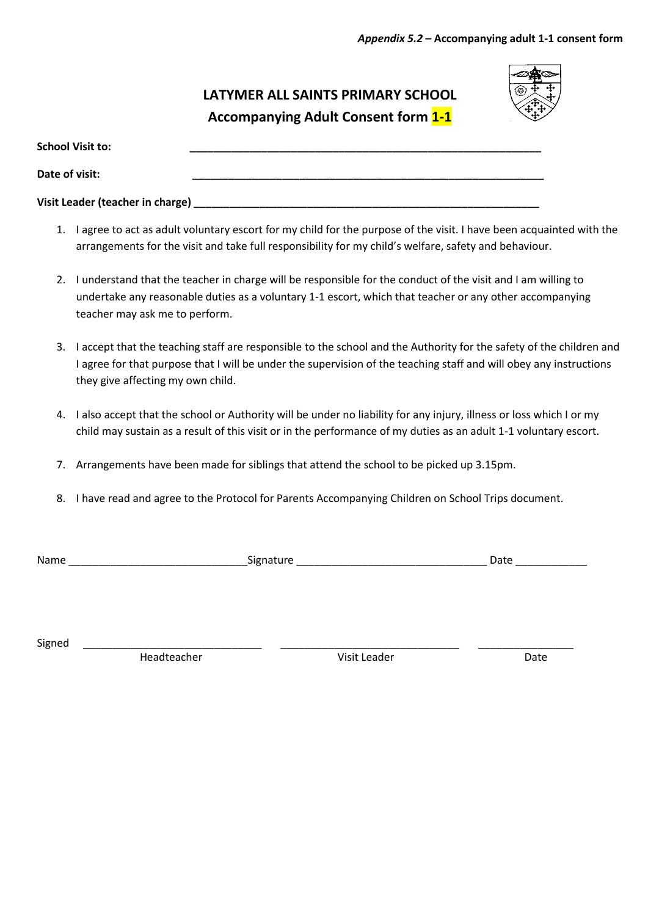*Appendix 5.2* – **Accompanying adult 1-1 consent form**

## LATYMER ALL SAINTS PRIMARY SCHOOL

## Accompanying Adult Consent form 1-1

**School Visit to:** ____________________________________________________________

**Date of visit:** ____________________________________________________________

**Visit Leader (teacher in charge)** ____________________________________________________________

1. I agree to act as adult voluntary escort for my child for the purpose of the visit. I have been acquainted with the arrangements for the visit and take full responsibility for my child's welfare, safety and behaviour.

2. I understand that the teacher in charge will be responsible for the conduct of the visit and I am willing to undertake any reasonable duties as a voluntary 1-1 escort, which that teacher or any other accompanying teacher may ask me to perform.

3. I accept that the teaching staff are responsible to the school and the Authority for the safety of the children and I agree for that purpose that I will be under the supervision of the teaching staff and will obey any instructions they give affecting my own child.

4. I also accept that the school or Authority will be under no liability for any injury, illness or loss which I or my child may sustain as a result of this visit or in the performance of my duties as an adult 1-1 voluntary escort.

7. Arrangements have been made for siblings that attend the school to be picked up 3.15pm.

8. I have read and agree to the Protocol for Parents Accompanying Children on School Trips document.

Name ______________________________Signature ________________________________ Date ____________

Signed _______________________________ _______________________________ ________________

Headteacher Visit Leader Date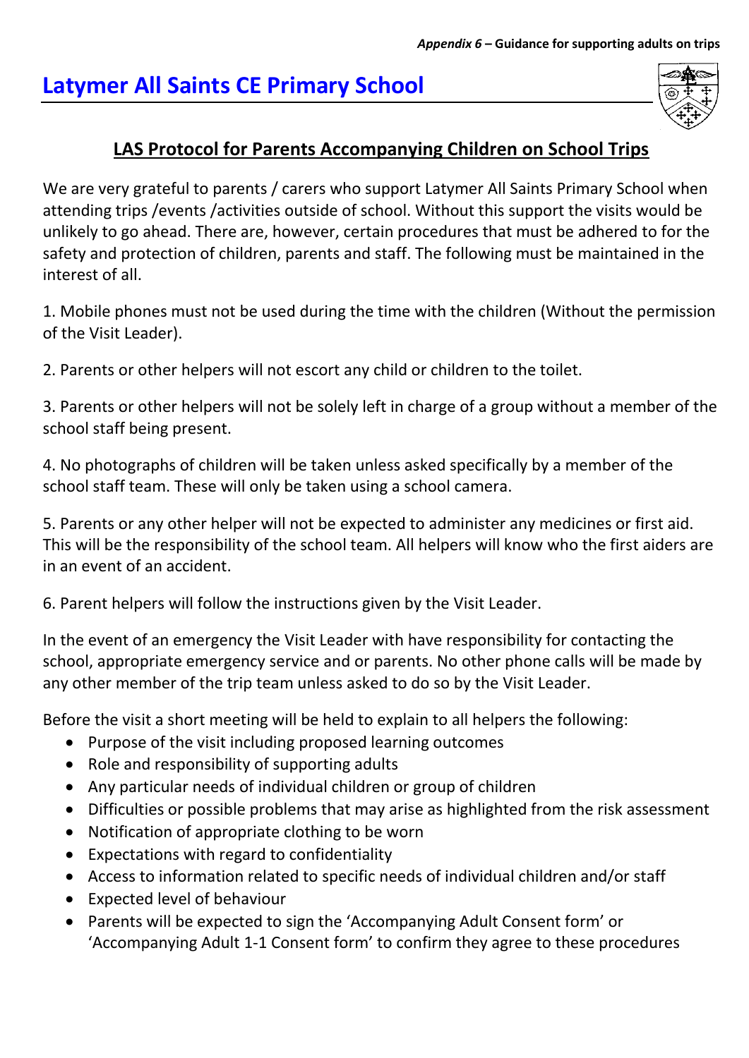*Appendix 6* – **Guidance for supporting adults on trips**

# Latymer All Saints CE Primary School

## LAS Protocol for Parents Accompanying Children on School Trips

We are very grateful to parents / carers who support Latymer All Saints Primary School when attending trips /events /activities outside of school. Without this support the visits would be unlikely to go ahead. There are, however, certain procedures that must be adhered to for the safety and protection of children, parents and staff. The following must be maintained in the interest of all.

1. Mobile phones must not be used during the time with the children (Without the permission of the Visit Leader).

2. Parents or other helpers will not escort any child or children to the toilet.

3. Parents or other helpers will not be solely left in charge of a group without a member of the school staff being present.

4. No photographs of children will be taken unless asked specifically by a member of the school staff team. These will only be taken using a school camera.

5. Parents or any other helper will not be expected to administer any medicines or first aid. This will be the responsibility of the school team. All helpers will know who the first aiders are in an event of an accident.

6. Parent helpers will follow the instructions given by the Visit Leader.

In the event of an emergency the Visit Leader with have responsibility for contacting the school, appropriate emergency service and or parents. No other phone calls will be made by any other member of the trip team unless asked to do so by the Visit Leader.

Before the visit a short meeting will be held to explain to all helpers the following:

- Purpose of the visit including proposed learning outcomes
- Role and responsibility of supporting adults
- Any particular needs of individual children or group of children
- Difficulties or possible problems that may arise as highlighted from the risk assessment
- Notification of appropriate clothing to be worn
- Expectations with regard to confidentiality
- Access to information related to specific needs of individual children and/or staff
- Expected level of behaviour
- Parents will be expected to sign the 'Accompanying Adult Consent form' or 'Accompanying Adult 1-1 Consent form' to confirm they agree to these procedures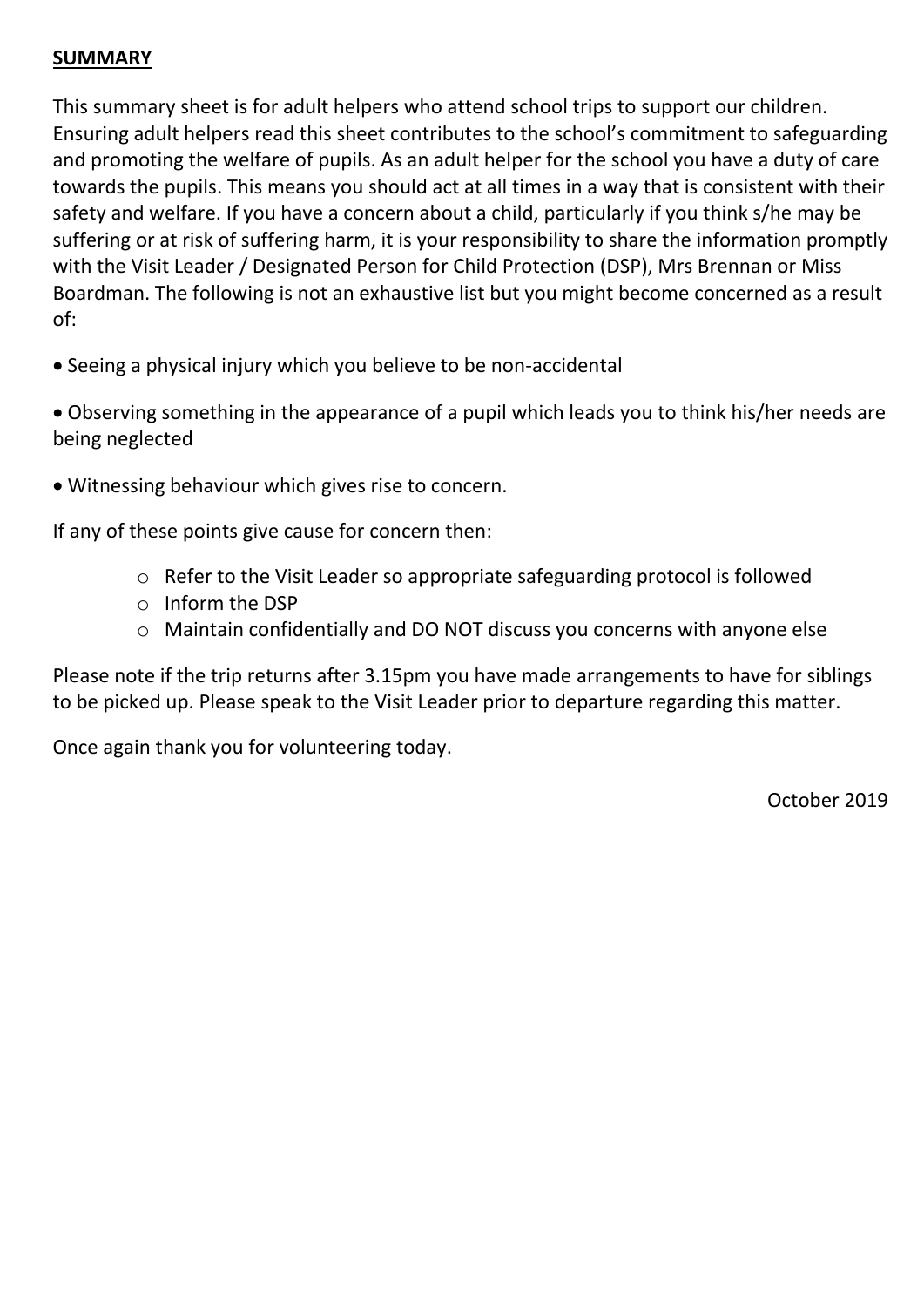**<u>SUMMARY</u>**

This summary sheet is for adult helpers who attend school trips to support our children. Ensuring adult helpers read this sheet contributes to the school's commitment to safeguarding and promoting the welfare of pupils. As an adult helper for the school you have a duty of care towards the pupils. This means you should act at all times in a way that is consistent with their safety and welfare. If you have a concern about a child, particularly if you think s/he may be suffering or at risk of suffering harm, it is your responsibility to share the information promptly with the Visit Leader / Designated Person for Child Protection (DSP), Mrs Brennan or Miss Boardman. The following is not an exhaustive list but you might become concerned as a result of:

- Seeing a physical injury which you believe to be non-accidental
- Observing something in the appearance of a pupil which leads you to think his/her needs are being neglected
- Witnessing behaviour which gives rise to concern.

If any of these points give cause for concern then:

- Refer to the Visit Leader so appropriate safeguarding protocol is followed
- Inform the DSP
- Maintain confidentially and DO NOT discuss you concerns with anyone else

Please note if the trip returns after 3.15pm you have made arrangements to have for siblings to be picked up. Please speak to the Visit Leader prior to departure regarding this matter.

Once again thank you for volunteering today.

October 2019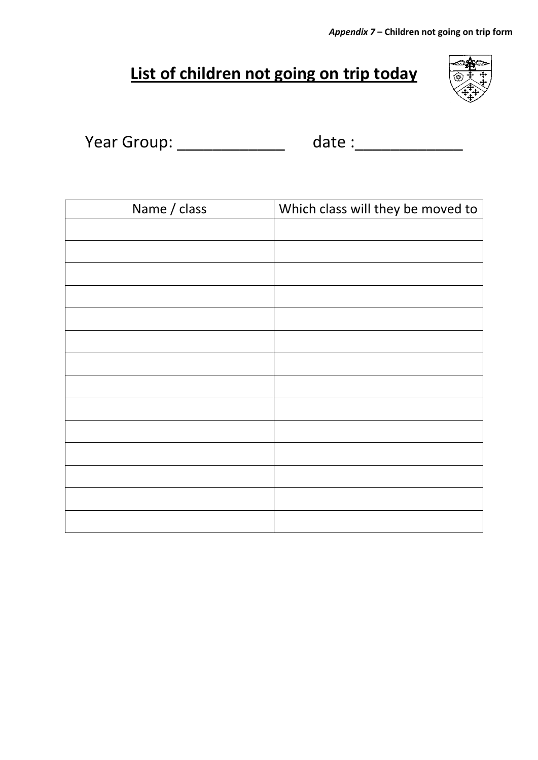***Appendix 7* – Children not going on trip form**

# List of children not going on trip today

Year Group: ____________ date :____________

| Name / class | Which class will they be moved to |
|---|---|
| | |
| | |
| | |
| | |
| | |
| | |
| | |
| | |
| | |
| | |
| | |
| | |
| | |
| | |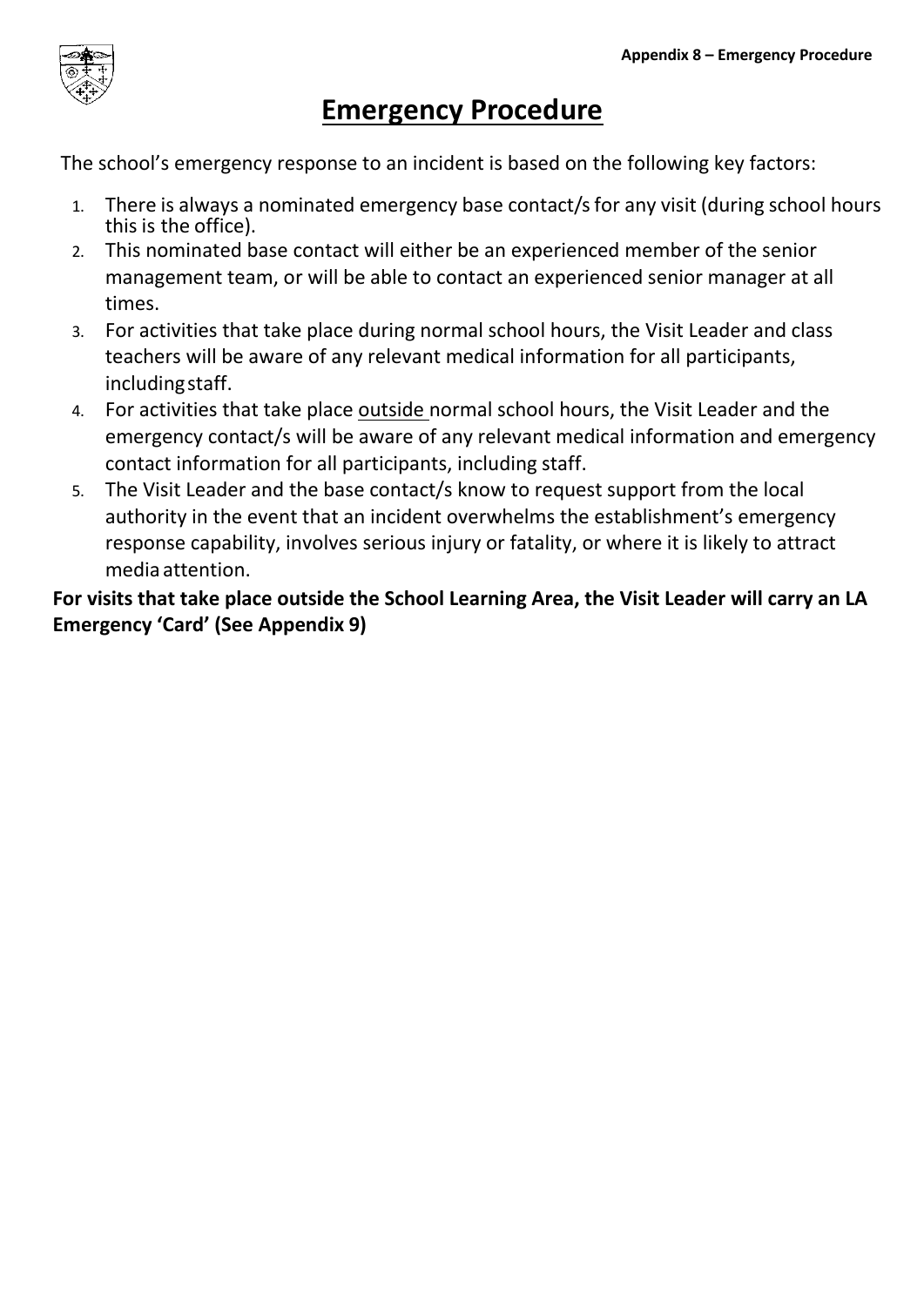# Emergency Procedure

The school's emergency response to an incident is based on the following key factors:

1. There is always a nominated emergency base contact/s for any visit (during school hours this is the office).
2. This nominated base contact will either be an experienced member of the senior management team, or will be able to contact an experienced senior manager at all times.
3. For activities that take place during normal school hours, the Visit Leader and class teachers will be aware of any relevant medical information for all participants, including staff.
4. For activities that take place outside normal school hours, the Visit Leader and the emergency contact/s will be aware of any relevant medical information and emergency contact information for all participants, including staff.
5. The Visit Leader and the base contact/s know to request support from the local authority in the event that an incident overwhelms the establishment's emergency response capability, involves serious injury or fatality, or where it is likely to attract media attention.

**For visits that take place outside the School Learning Area, the Visit Leader will carry an LA Emergency 'Card' (See Appendix 9)**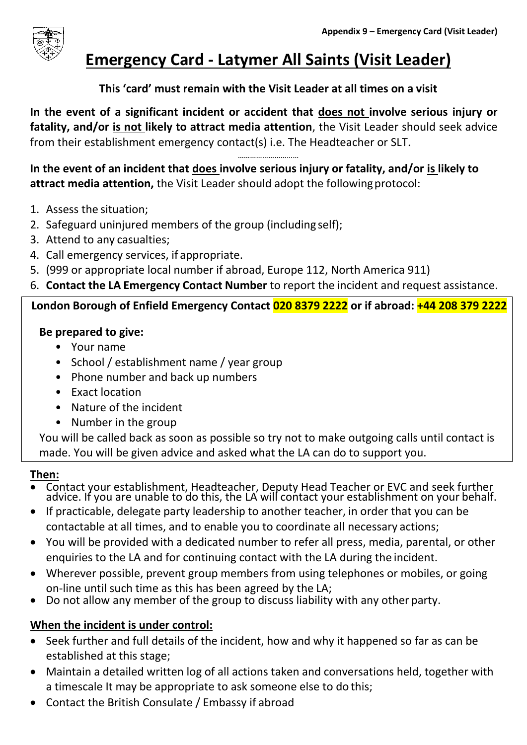Appendix 9 – Emergency Card (Visit Leader)

# Emergency Card - Latymer All Saints (Visit Leader)

**This 'card' must remain with the Visit Leader at all times on a visit**

**In the event of a significant incident or accident that does not involve serious injury or fatality, and/or is not likely to attract media attention**, the Visit Leader should seek advice from their establishment emergency contact(s) i.e. The Headteacher or SLT.

**In the event of an incident that does involve serious injury or fatality, and/or is likely to attract media attention,** the Visit Leader should adopt the following protocol:

1. Assess the situation;
2. Safeguard uninjured members of the group (including self);
3. Attend to any casualties;
4. Call emergency services, if appropriate.
5. (999 or appropriate local number if abroad, Europe 112, North America 911)
6. **Contact the LA Emergency Contact Number** to report the incident and request assistance.

**London Borough of Enfield Emergency Contact 020 8379 2222 or if abroad: +44 208 379 2222**

**Be prepared to give:**

- Your name
- School / establishment name / year group
- Phone number and back up numbers
- Exact location
- Nature of the incident
- Number in the group

You will be called back as soon as possible so try not to make outgoing calls until contact is made. You will be given advice and asked what the LA can do to support you.

**Then:**

- Contact your establishment, Headteacher, Deputy Head Teacher or EVC and seek further advice. If you are unable to do this, the LA will contact your establishment on your behalf.
- If practicable, delegate party leadership to another teacher, in order that you can be contactable at all times, and to enable you to coordinate all necessary actions;
- You will be provided with a dedicated number to refer all press, media, parental, or other enquiries to the LA and for continuing contact with the LA during the incident.
- Wherever possible, prevent group members from using telephones or mobiles, or going on-line until such time as this has been agreed by the LA;
- Do not allow any member of the group to discuss liability with any other party.

**When the incident is under control:**

- Seek further and full details of the incident, how and why it happened so far as can be established at this stage;
- Maintain a detailed written log of all actions taken and conversations held, together with a timescale It may be appropriate to ask someone else to do this;
- Contact the British Consulate / Embassy if abroad